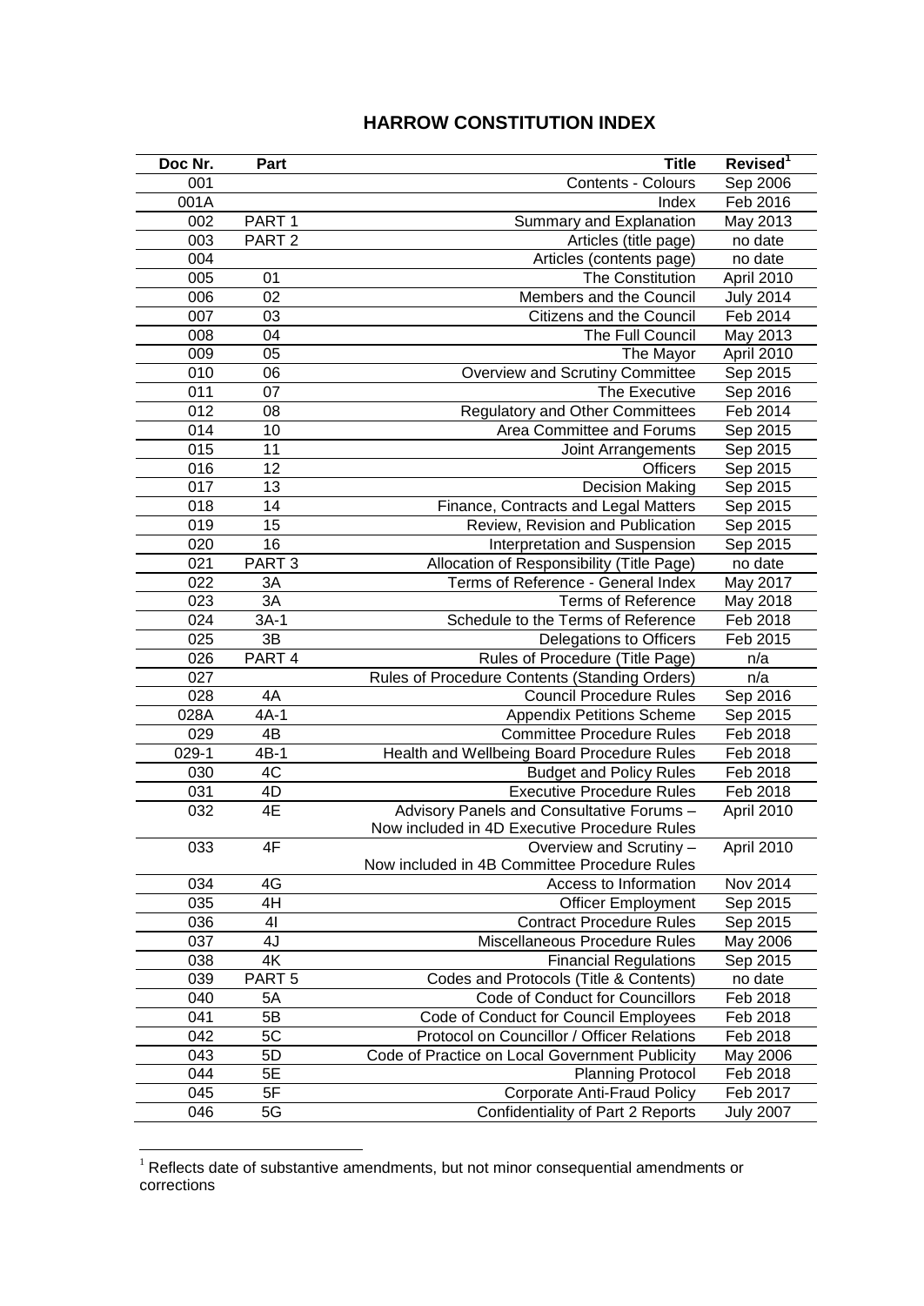# HARROW CONSTITUTION INDEX

| Doc Nr. | Part | Title | Revised[1] |
|---|---|---|---|
| 001 | | Contents - Colours | Sep 2006 |
| 001A | | Index | Feb 2016 |
| 002 | PART 1 | Summary and Explanation | May 2013 |
| 003 | PART 2 | Articles (title page) | no date |
| 004 | | Articles (contents page) | no date |
| 005 | 01 | The Constitution | April 2010 |
| 006 | 02 | Members and the Council | July 2014 |
| 007 | 03 | Citizens and the Council | Feb 2014 |
| 008 | 04 | The Full Council | May 2013 |
| 009 | 05 | The Mayor | April 2010 |
| 010 | 06 | Overview and Scrutiny Committee | Sep 2015 |
| 011 | 07 | The Executive | Sep 2016 |
| 012 | 08 | Regulatory and Other Committees | Feb 2014 |
| 014 | 10 | Area Committee and Forums | Sep 2015 |
| 015 | 11 | Joint Arrangements | Sep 2015 |
| 016 | 12 | Officers | Sep 2015 |
| 017 | 13 | Decision Making | Sep 2015 |
| 018 | 14 | Finance, Contracts and Legal Matters | Sep 2015 |
| 019 | 15 | Review, Revision and Publication | Sep 2015 |
| 020 | 16 | Interpretation and Suspension | Sep 2015 |
| 021 | PART 3 | Allocation of Responsibility (Title Page) | no date |
| 022 | 3A | Terms of Reference - General Index | May 2017 |
| 023 | 3A | Terms of Reference | May 2018 |
| 024 | 3A-1 | Schedule to the Terms of Reference | Feb 2018 |
| 025 | 3B | Delegations to Officers | Feb 2015 |
| 026 | PART 4 | Rules of Procedure (Title Page) | n/a |
| 027 | | Rules of Procedure Contents (Standing Orders) | n/a |
| 028 | 4A | Council Procedure Rules | Sep 2016 |
| 028A | 4A-1 | Appendix Petitions Scheme | Sep 2015 |
| 029 | 4B | Committee Procedure Rules | Feb 2018 |
| 029-1 | 4B-1 | Health and Wellbeing Board Procedure Rules | Feb 2018 |
| 030 | 4C | Budget and Policy Rules | Feb 2018 |
| 031 | 4D | Executive Procedure Rules | Feb 2018 |
| 032 | 4E | Advisory Panels and Consultative Forums – Now included in 4D Executive Procedure Rules | April 2010 |
| 033 | 4F | Overview and Scrutiny – Now included in 4B Committee Procedure Rules | April 2010 |
| 034 | 4G | Access to Information | Nov 2014 |
| 035 | 4H | Officer Employment | Sep 2015 |
| 036 | 4I | Contract Procedure Rules | Sep 2015 |
| 037 | 4J | Miscellaneous Procedure Rules | May 2006 |
| 038 | 4K | Financial Regulations | Sep 2015 |
| 039 | PART 5 | Codes and Protocols (Title & Contents) | no date |
| 040 | 5A | Code of Conduct for Councillors | Feb 2018 |
| 041 | 5B | Code of Conduct for Council Employees | Feb 2018 |
| 042 | 5C | Protocol on Councillor / Officer Relations | Feb 2018 |
| 043 | 5D | Code of Practice on Local Government Publicity | May 2006 |
| 044 | 5E | Planning Protocol | Feb 2018 |
| 045 | 5F | Corporate Anti-Fraud Policy | Feb 2017 |
| 046 | 5G | Confidentiality of Part 2 Reports | July 2007 |

[1] Reflects date of substantive amendments, but not minor consequential amendments or corrections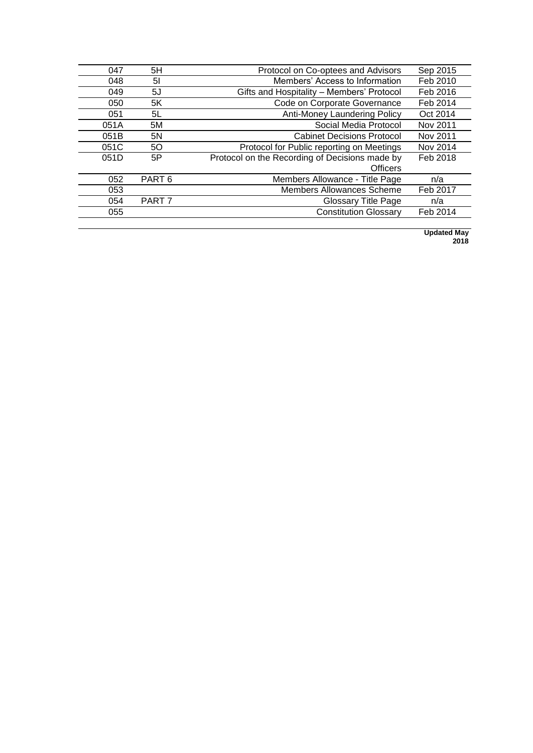| | | | |
|---|---|---|---|
| 047 | 5H | Protocol on Co-optees and Advisors | Sep 2015 |
| 048 | 5I | Members' Access to Information | Feb 2010 |
| 049 | 5J | Gifts and Hospitality – Members' Protocol | Feb 2016 |
| 050 | 5K | Code on Corporate Governance | Feb 2014 |
| 051 | 5L | Anti-Money Laundering Policy | Oct 2014 |
| 051A | 5M | Social Media Protocol | Nov 2011 |
| 051B | 5N | Cabinet Decisions Protocol | Nov 2011 |
| 051C | 5O | Protocol for Public reporting on Meetings | Nov 2014 |
| 051D | 5P | Protocol on the Recording of Decisions made by Officers | Feb 2018 |
| 052 | PART 6 | Members Allowance - Title Page | n/a |
| 053 | | Members Allowances Scheme | Feb 2017 |
| 054 | PART 7 | Glossary Title Page | n/a |
| 055 | | Constitution Glossary | Feb 2014 |

**Updated May 2018**